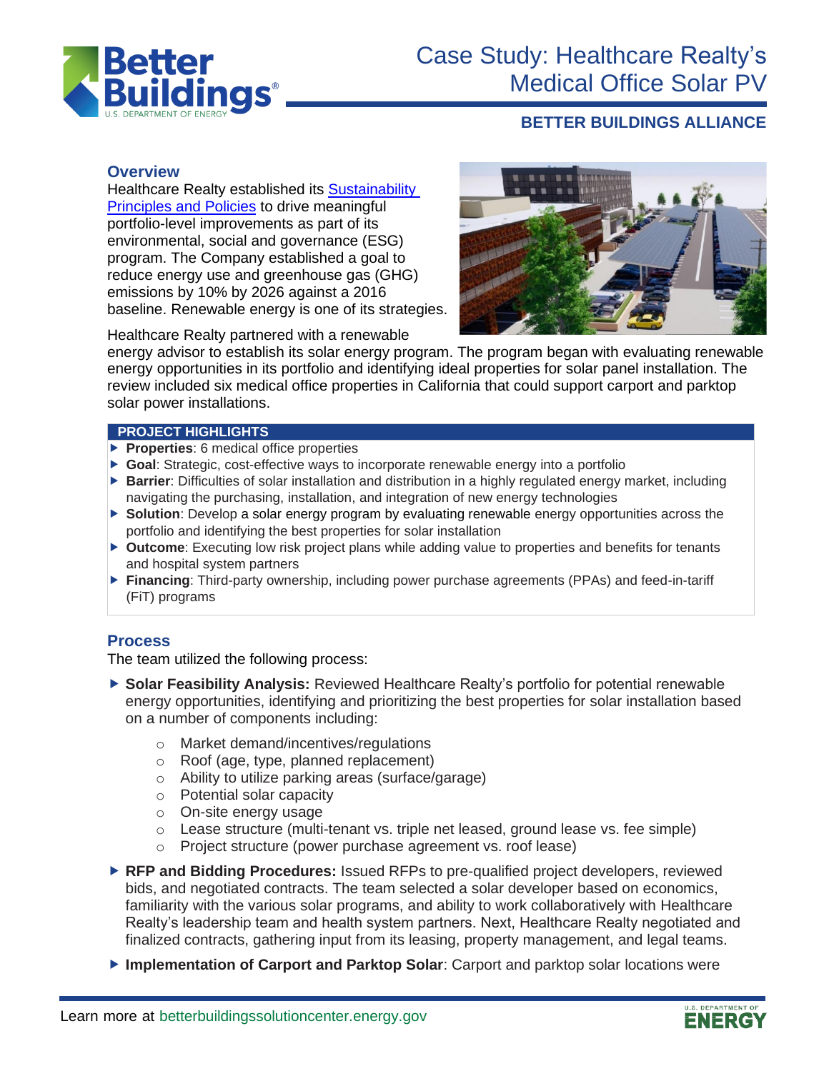# Case Study: Healthcare Realty's Medical Office Solar PV

**BETTER BUILDINGS ALLIANCE**

## Overview

Healthcare Realty established its [Sustainability Principles and Policies]() to drive meaningful portfolio-level improvements as part of its environmental, social and governance (ESG) program. The Company established a goal to reduce energy use and greenhouse gas (GHG) emissions by 10% by 2026 against a 2016 baseline. Renewable energy is one of its strategies.

Healthcare Realty partnered with a renewable energy advisor to establish its solar energy program. The program began with evaluating renewable energy opportunities in its portfolio and identifying ideal properties for solar panel installation. The review included six medical office properties in California that could support carport and parktop solar power installations.

### PROJECT HIGHLIGHTS

- **Properties**: 6 medical office properties
- **Goal**: Strategic, cost-effective ways to incorporate renewable energy into a portfolio
- **Barrier**: Difficulties of solar installation and distribution in a highly regulated energy market, including navigating the purchasing, installation, and integration of new energy technologies
- **Solution**: Develop a solar energy program by evaluating renewable energy opportunities across the portfolio and identifying the best properties for solar installation
- **Outcome**: Executing low risk project plans while adding value to properties and benefits for tenants and hospital system partners
- **Financing**: Third-party ownership, including power purchase agreements (PPAs) and feed-in-tariff (FiT) programs

## Process

The team utilized the following process:

- **Solar Feasibility Analysis:** Reviewed Healthcare Realty's portfolio for potential renewable energy opportunities, identifying and prioritizing the best properties for solar installation based on a number of components including:
  - Market demand/incentives/regulations
  - Roof (age, type, planned replacement)
  - Ability to utilize parking areas (surface/garage)
  - Potential solar capacity
  - On-site energy usage
  - Lease structure (multi-tenant vs. triple net leased, ground lease vs. fee simple)
  - Project structure (power purchase agreement vs. roof lease)
- **RFP and Bidding Procedures:** Issued RFPs to pre-qualified project developers, reviewed bids, and negotiated contracts. The team selected a solar developer based on economics, familiarity with the various solar programs, and ability to work collaboratively with Healthcare Realty's leadership team and health system partners. Next, Healthcare Realty negotiated and finalized contracts, gathering input from its leasing, property management, and legal teams.
- **Implementation of Carport and Parktop Solar**: Carport and parktop solar locations were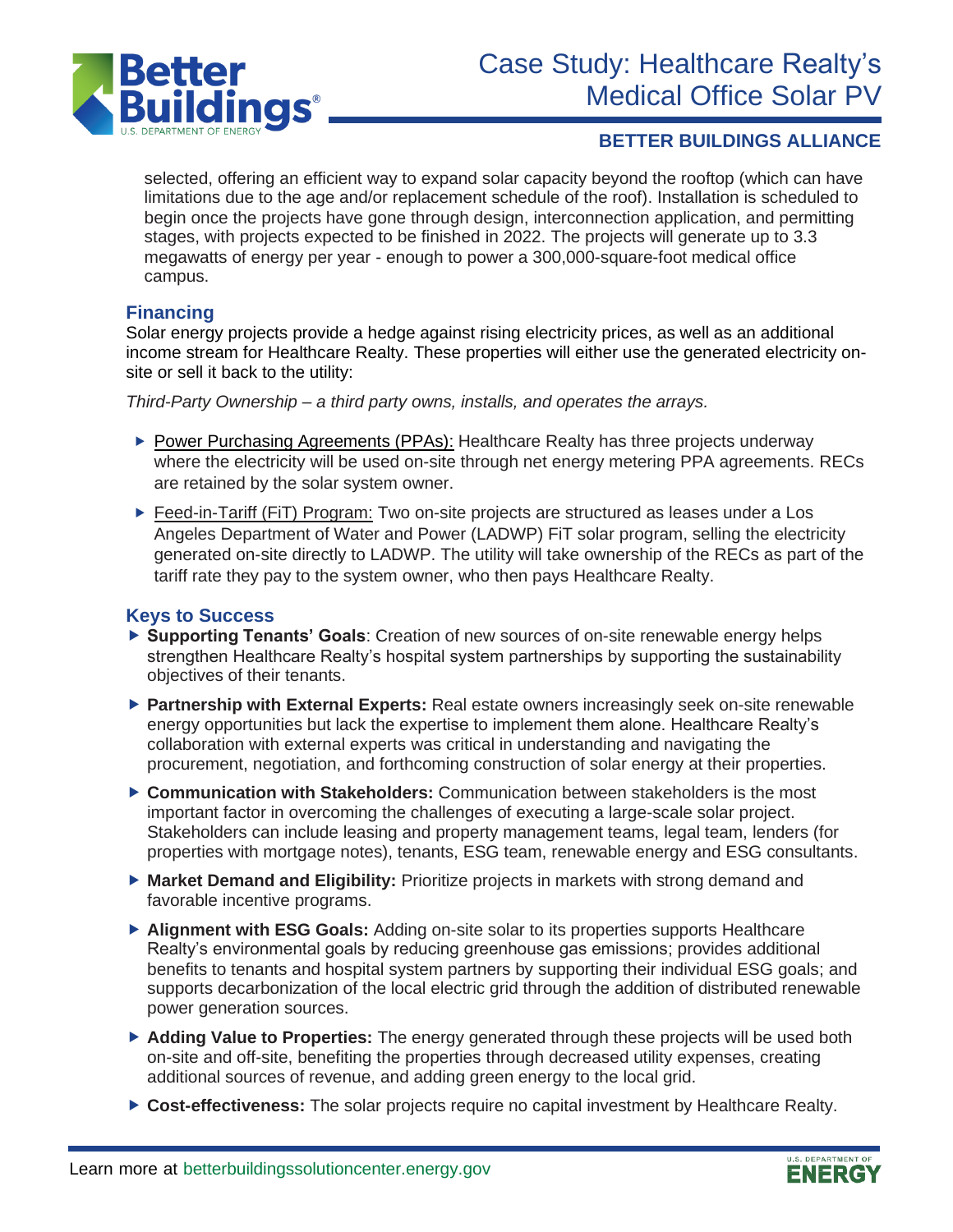selected, offering an efficient way to expand solar capacity beyond the rooftop (which can have limitations due to the age and/or replacement schedule of the roof). Installation is scheduled to begin once the projects have gone through design, interconnection application, and permitting stages, with projects expected to be finished in 2022. The projects will generate up to 3.3 megawatts of energy per year - enough to power a 300,000-square-foot medical office campus.

## Financing

Solar energy projects provide a hedge against rising electricity prices, as well as an additional income stream for Healthcare Realty. These properties will either use the generated electricity on-site or sell it back to the utility:

*Third-Party Ownership – a third party owns, installs, and operates the arrays.*

- Power Purchasing Agreements (PPAs): Healthcare Realty has three projects underway where the electricity will be used on-site through net energy metering PPA agreements. RECs are retained by the solar system owner.
- Feed-in-Tariff (FiT) Program: Two on-site projects are structured as leases under a Los Angeles Department of Water and Power (LADWP) FiT solar program, selling the electricity generated on-site directly to LADWP. The utility will take ownership of the RECs as part of the tariff rate they pay to the system owner, who then pays Healthcare Realty.

## Keys to Success

- **Supporting Tenants' Goals**: Creation of new sources of on-site renewable energy helps strengthen Healthcare Realty's hospital system partnerships by supporting the sustainability objectives of their tenants.
- **Partnership with External Experts:** Real estate owners increasingly seek on-site renewable energy opportunities but lack the expertise to implement them alone. Healthcare Realty's collaboration with external experts was critical in understanding and navigating the procurement, negotiation, and forthcoming construction of solar energy at their properties.
- **Communication with Stakeholders:** Communication between stakeholders is the most important factor in overcoming the challenges of executing a large-scale solar project. Stakeholders can include leasing and property management teams, legal team, lenders (for properties with mortgage notes), tenants, ESG team, renewable energy and ESG consultants.
- **Market Demand and Eligibility:** Prioritize projects in markets with strong demand and favorable incentive programs.
- **Alignment with ESG Goals:** Adding on-site solar to its properties supports Healthcare Realty's environmental goals by reducing greenhouse gas emissions; provides additional benefits to tenants and hospital system partners by supporting their individual ESG goals; and supports decarbonization of the local electric grid through the addition of distributed renewable power generation sources.
- **Adding Value to Properties:** The energy generated through these projects will be used both on-site and off-site, benefiting the properties through decreased utility expenses, creating additional sources of revenue, and adding green energy to the local grid.
- **Cost-effectiveness:** The solar projects require no capital investment by Healthcare Realty.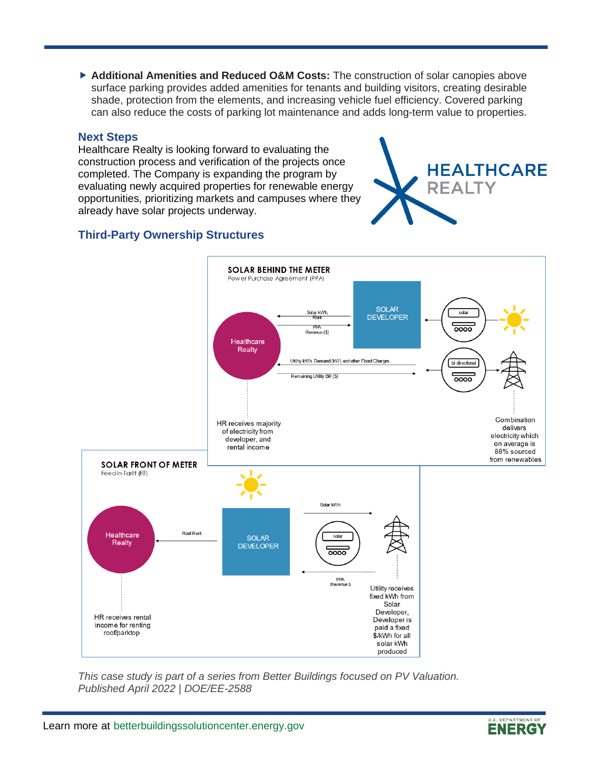- **Additional Amenities and Reduced O&M Costs:** The construction of solar canopies above surface parking provides added amenities for tenants and building visitors, creating desirable shade, protection from the elements, and increasing vehicle fuel efficiency. Covered parking can also reduce the costs of parking lot maintenance and adds long-term value to properties.

## Next Steps

Healthcare Realty is looking forward to evaluating the construction process and verification of the projects once completed. The Company is expanding the program by evaluating newly acquired properties for renewable energy opportunities, prioritizing markets and campuses where they already have solar projects underway.

HEALTHCARE REALTY

## Third-Party Ownership Structures

SOLAR BEHIND THE METER

Power Purchase Agreement (PPA)

Healthcare Realty

SOLAR DEVELOPER

Solar kWh, Rent

PPA Revenue ($)

solar

0000

bi-directional

0000

Utility kWh, Demand (kW) and other Fixed Charges

Remaining Utility Bill ($)

HR receives majority of electricity from developer, and rental income

Combination delivers electricity which on average is 88% sourced from renewables

SOLAR FRONT OF METER

Feed-in-Tariff (FiT)

Healthcare Realty

Roof Rent

SOLAR DEVELOPER

Solar kWh

solar

0000

PPA Revenue $

HR receives rental income for renting roof/parktop

Utility receives fixed kWh from Solar Developer, Developer is paid a fixed $/kWh for all solar kWh produced

*This case study is part of a series from Better Buildings focused on PV Valuation.*
*Published April 2022 | DOE/EE-2588*

Learn more at betterbuildingssolutioncenter.energy.gov

U.S. DEPARTMENT OF ENERGY